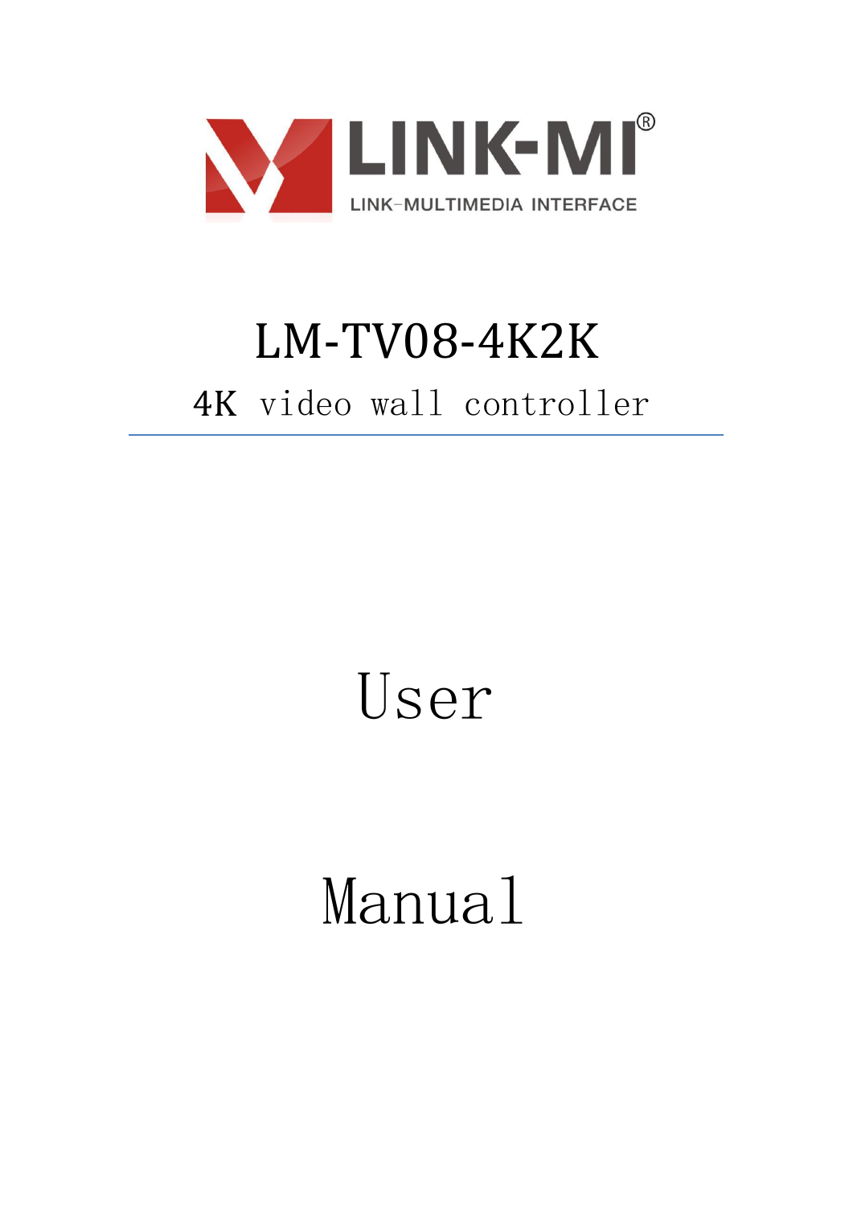LINK-MI®

LINK-MULTIMEDIA INTERFACE

# LM-TV08-4K2K

## 4K video wall controller

# User

# Manual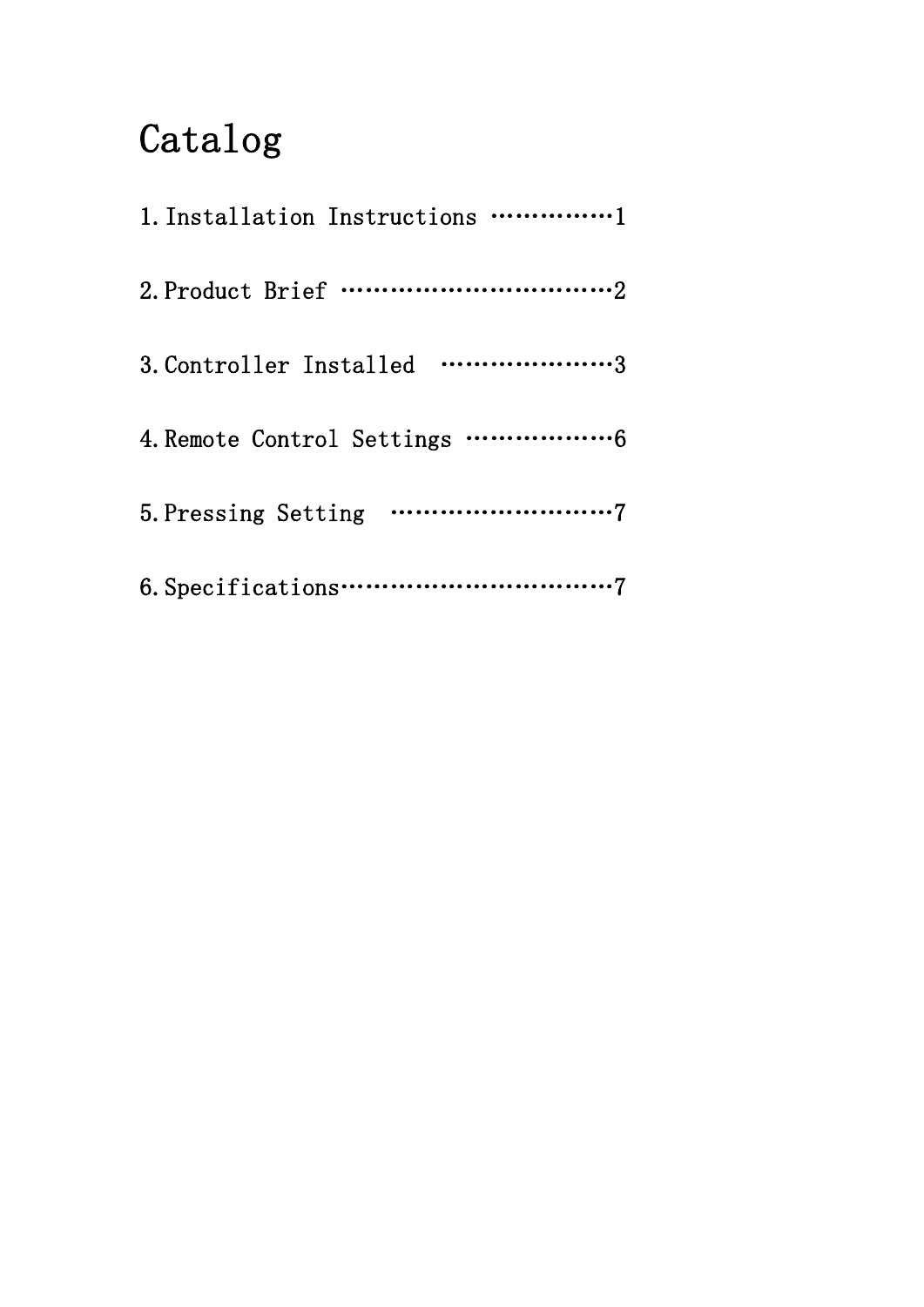# Catalog

1. Installation Instructions ……………1

2. Product Brief ………………………………2

3. Controller Installed …………………3

4. Remote Control Settings ………………6

5. Pressing Setting ………………………7

6. Specifications……………………………7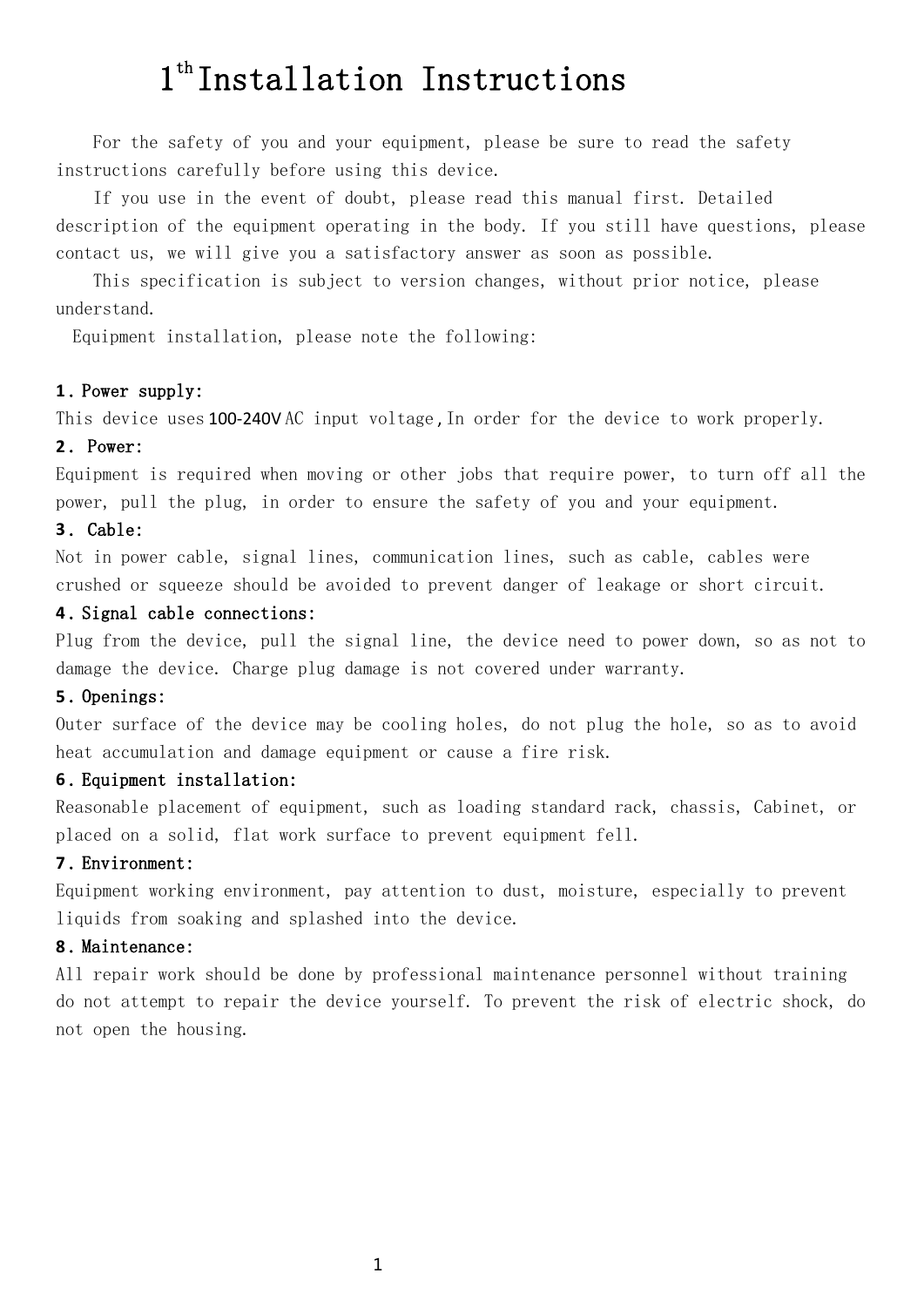# 1th Installation Instructions

For the safety of you and your equipment, please be sure to read the safety instructions carefully before using this device.

If you use in the event of doubt, please read this manual first. Detailed description of the equipment operating in the body. If you still have questions, please contact us, we will give you a satisfactory answer as soon as possible.

This specification is subject to version changes, without prior notice, please understand.

Equipment installation, please note the following:

**1. Power supply:**

This device uses 100-240V AC input voltage, In order for the device to work properly.

**2. Power:**

Equipment is required when moving or other jobs that require power, to turn off all the power, pull the plug, in order to ensure the safety of you and your equipment.

**3. Cable:**

Not in power cable, signal lines, communication lines, such as cable, cables were crushed or squeeze should be avoided to prevent danger of leakage or short circuit.

**4. Signal cable connections:**

Plug from the device, pull the signal line, the device need to power down, so as not to damage the device. Charge plug damage is not covered under warranty.

**5. Openings:**

Outer surface of the device may be cooling holes, do not plug the hole, so as to avoid heat accumulation and damage equipment or cause a fire risk.

**6. Equipment installation:**

Reasonable placement of equipment, such as loading standard rack, chassis, Cabinet, or placed on a solid, flat work surface to prevent equipment fell.

**7. Environment:**

Equipment working environment, pay attention to dust, moisture, especially to prevent liquids from soaking and splashed into the device.

**8. Maintenance:**

All repair work should be done by professional maintenance personnel without training do not attempt to repair the device yourself. To prevent the risk of electric shock, do not open the housing.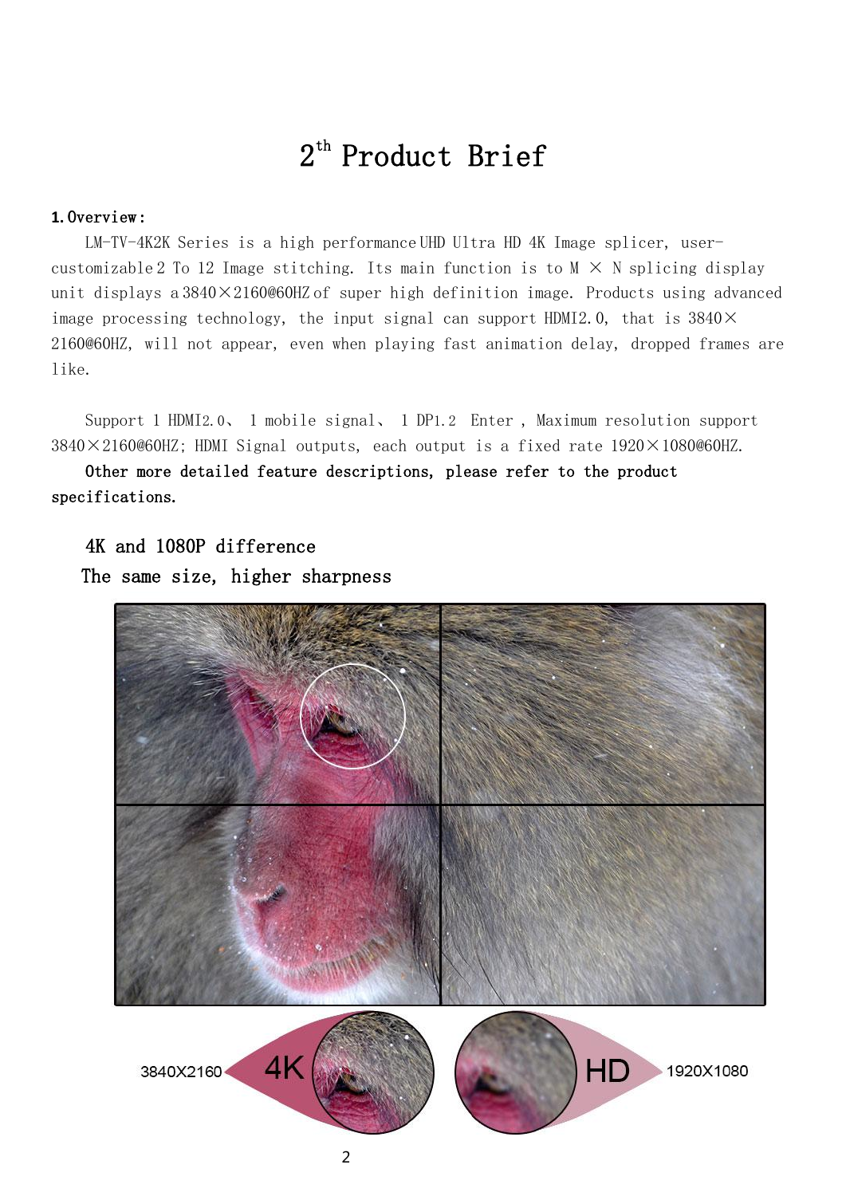# 2th Product Brief

**1. Overview:**

LM-TV-4K2K Series is a high performance UHD Ultra HD 4K Image splicer, user-customizable 2 To 12 Image stitching. Its main function is to M × N splicing display unit displays a 3840×2160@60HZ of super high definition image. Products using advanced image processing technology, the input signal can support HDMI2.0, that is 3840×2160@60HZ, will not appear, even when playing fast animation delay, dropped frames are like.

Support 1 HDMI2.0、 1 mobile signal、 1 DP1.2 Enter , Maximum resolution support 3840×2160@60HZ; HDMI Signal outputs, each output is a fixed rate 1920×1080@60HZ.

**Other more detailed feature descriptions, please refer to the product specifications.**

4K and 1080P difference

The same size, higher sharpness

3840X2160 4K

HD 1920X1080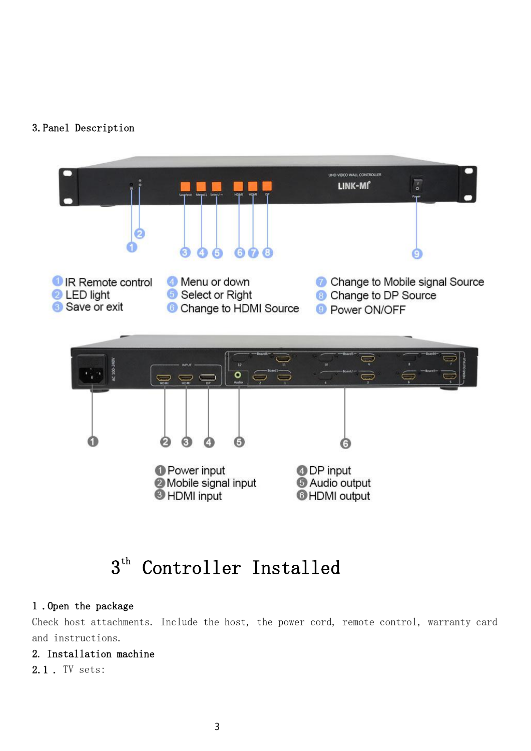3. Panel Description

1 IR Remote control
2 LED light
3 Save or exit
4 Menu or down
5 Select or Right
6 Change to HDMI Source
7 Change to Mobile signal Source
8 Change to DP Source
9 Power ON/OFF

1 Power input
2 Mobile signal input
3 HDMI input
4 DP input
5 Audio output
6 HDMI output

# 3th Controller Installed

**1 . Open the package**

Check host attachments. Include the host, the power cord, remote control, warranty card and instructions.

**2. Installation machine**

2.1 . TV sets: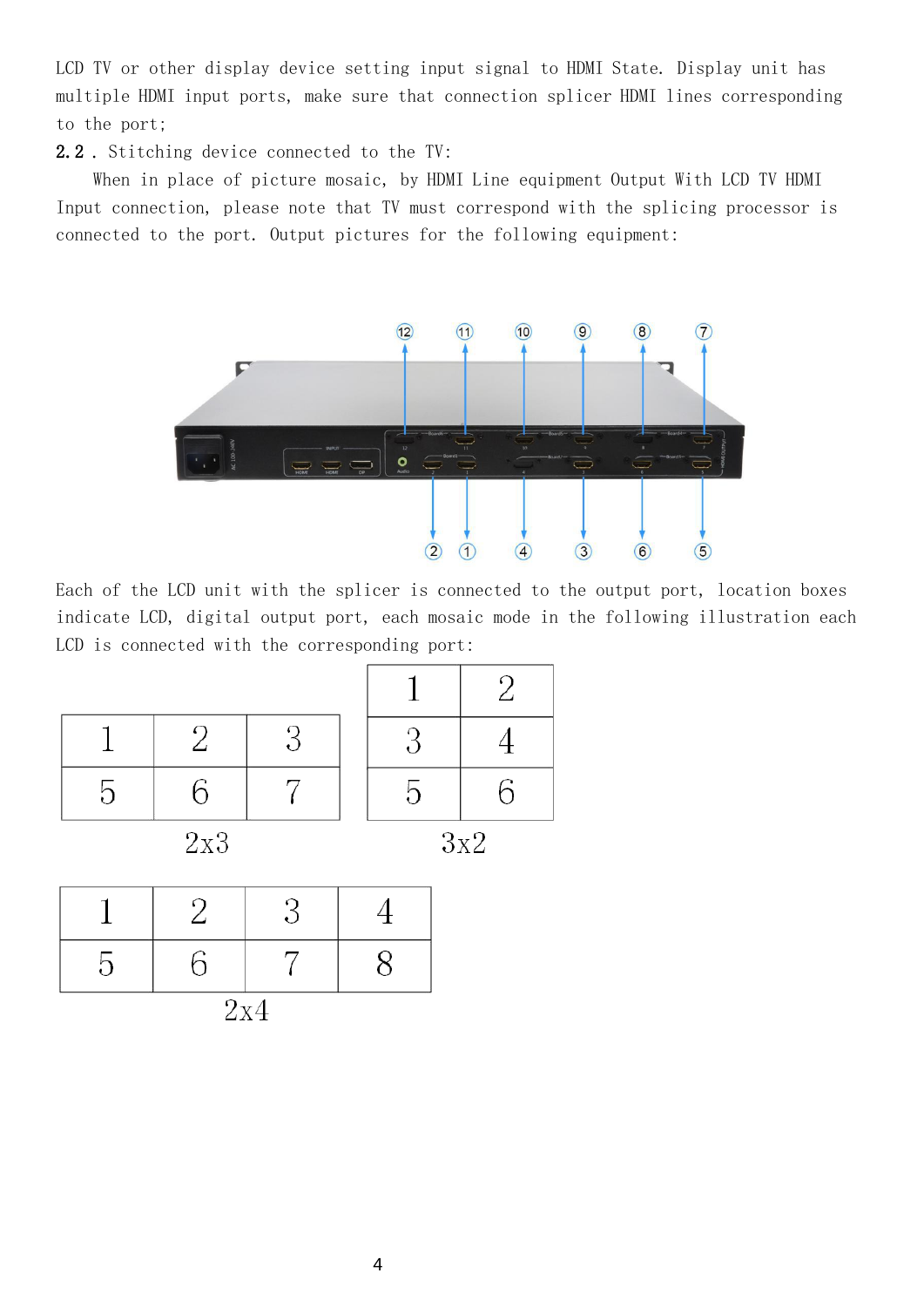LCD TV or other display device setting input signal to HDMI State. Display unit has multiple HDMI input ports, make sure that connection splicer HDMI lines corresponding to the port;

**2.2**. Stitching device connected to the TV:

When in place of picture mosaic, by HDMI Line equipment Output With LCD TV HDMI Input connection, please note that TV must correspond with the splicing processor is connected to the port. Output pictures for the following equipment:

Each of the LCD unit with the splicer is connected to the output port, location boxes indicate LCD, digital output port, each mosaic mode in the following illustration each LCD is connected with the corresponding port:

| 1 | 2 | 3 |
|---|---|---|
| 5 | 6 | 7 |

2x3

| 1 | 2 |
|---|---|
| 3 | 4 |
| 5 | 6 |

3x2

| 1 | 2 | 3 | 4 |
|---|---|---|---|
| 5 | 6 | 7 | 8 |

2x4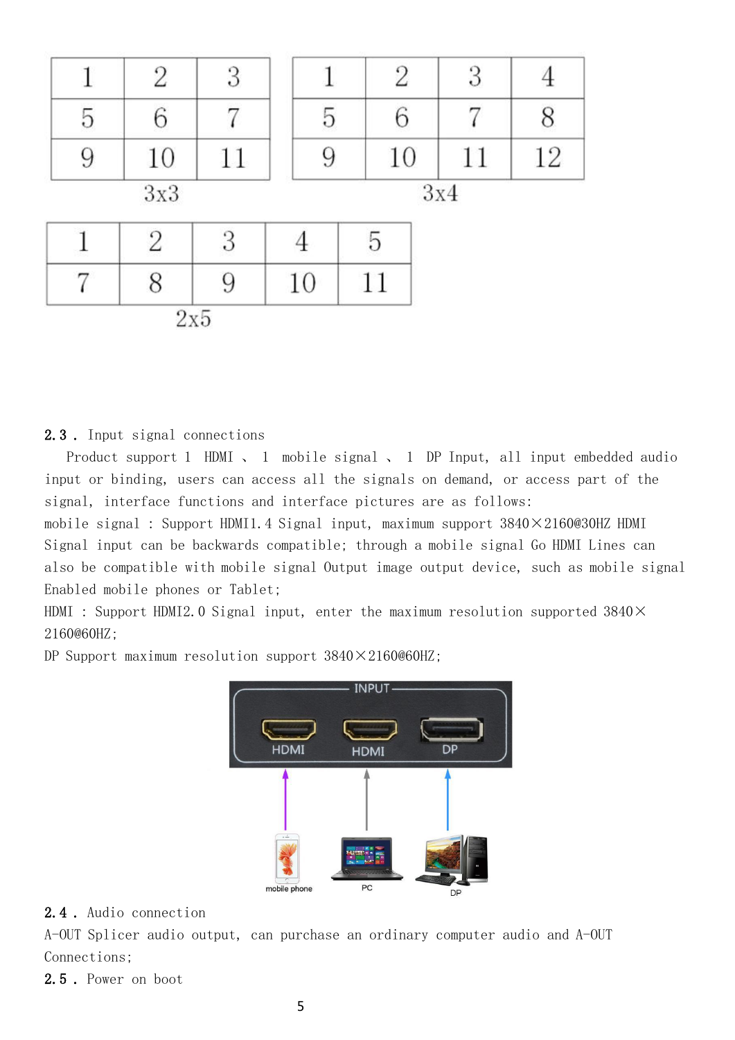| 1 | 2 | 3 |
|---|---|---|
| 5 | 6 | 7 |
| 9 | 10 | 11 |

3x3

| 1 | 2 | 3 | 4 |
|---|---|---|---|
| 5 | 6 | 7 | 8 |
| 9 | 10 | 11 | 12 |

3x4

| 1 | 2 | 3 | 4 | 5 |
|---|---|---|---|---|
| 7 | 8 | 9 | 10 | 11 |

2x5

**2.3．** Input signal connections

Product support 1 HDMI 、 1 mobile signal 、 1 DP Input, all input embedded audio input or binding, users can access all the signals on demand, or access part of the signal, interface functions and interface pictures are as follows:

mobile signal : Support HDMI1.4 Signal input, maximum support 3840×2160@30HZ HDMI Signal input can be backwards compatible; through a mobile signal Go HDMI Lines can also be compatible with mobile signal Output image output device, such as mobile signal Enabled mobile phones or Tablet;

HDMI : Support HDMI2.0 Signal input, enter the maximum resolution supported 3840× 2160@60HZ;

DP Support maximum resolution support 3840×2160@60HZ;

INPUT

HDMI HDMI DP

mobile phone PC DP

**2.4．** Audio connection

A-OUT Splicer audio output, can purchase an ordinary computer audio and A-OUT Connections;

**2.5．** Power on boot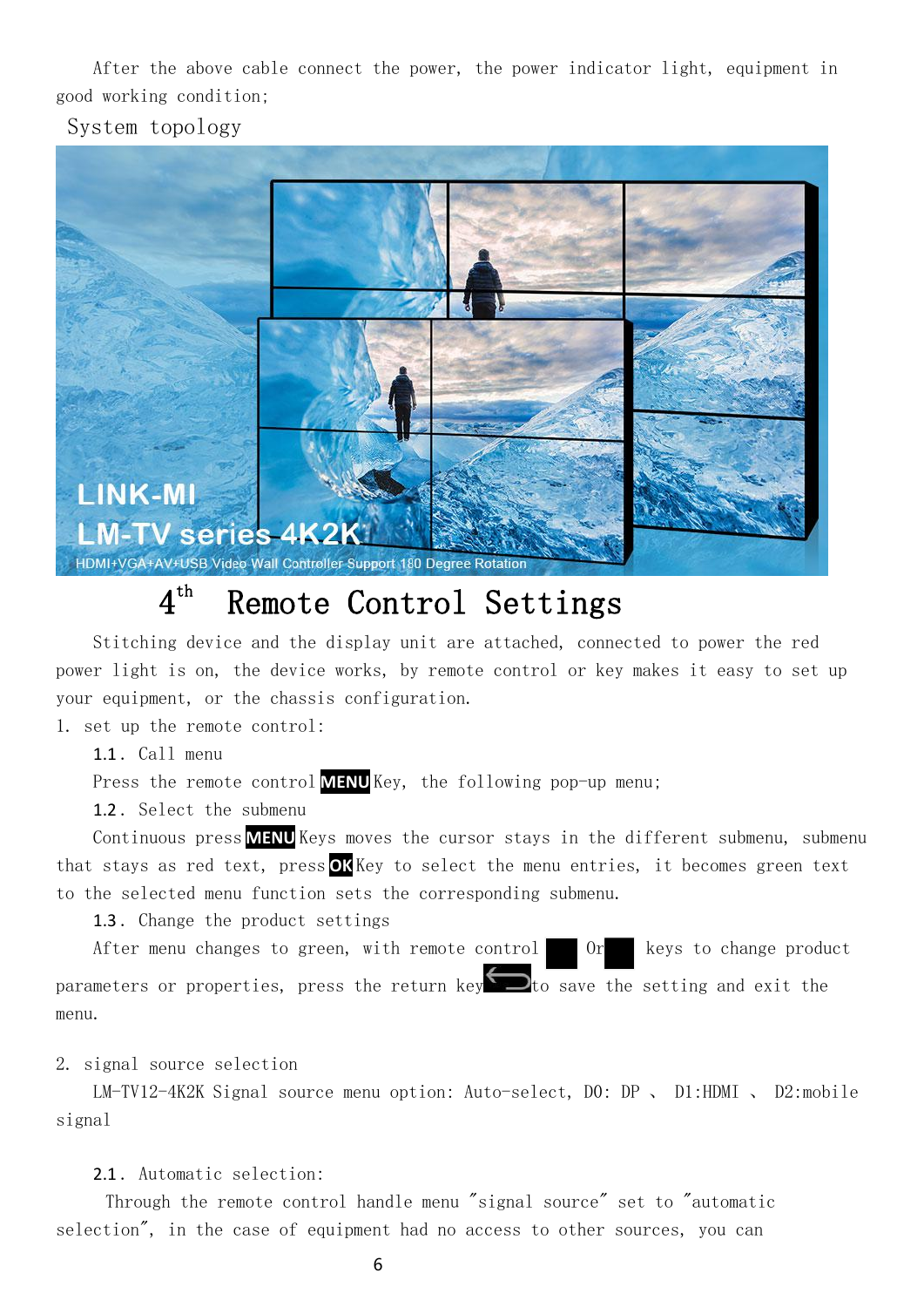After the above cable connect the power, the power indicator light, equipment in good working condition;

System topology

# 4th Remote Control Settings

Stitching device and the display unit are attached, connected to power the red power light is on, the device works, by remote control or key makes it easy to set up your equipment, or the chassis configuration.

1. set up the remote control:

1.1. Call menu

Press the remote control **MENU** Key, the following pop-up menu;

1.2. Select the submenu

Continuous press **MENU** Keys moves the cursor stays in the different submenu, submenu that stays as red text, press **OK** Key to select the menu entries, it becomes green text to the selected menu function sets the corresponding submenu.

1.3. Change the product settings

After menu changes to green, with remote control ■ Or ■ keys to change product parameters or properties, press the return key ⮌ to save the setting and exit the menu.

2. signal source selection

LM-TV12-4K2K Signal source menu option: Auto-select, D0: DP 、 D1:HDMI 、 D2:mobile signal

2.1. Automatic selection:

Through the remote control handle menu "signal source" set to "automatic selection", in the case of equipment had no access to other sources, you can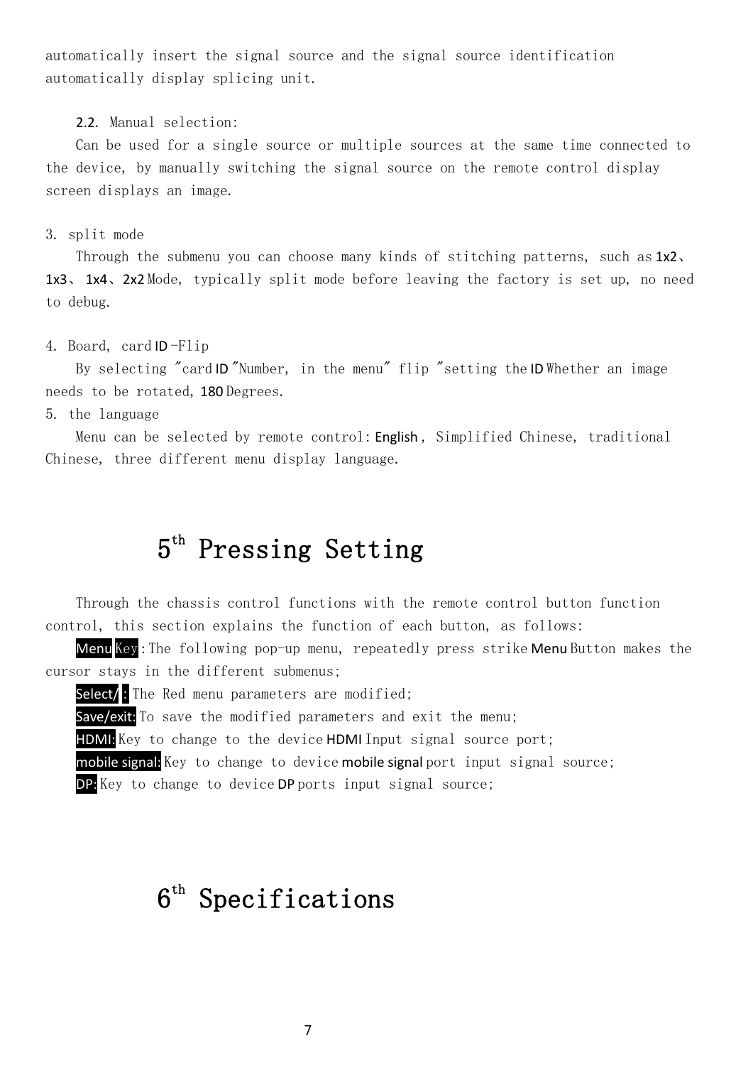automatically insert the signal source and the signal source identification automatically display splicing unit.

2.2. Manual selection:

Can be used for a single source or multiple sources at the same time connected to the device, by manually switching the signal source on the remote control display screen displays an image.

3. split mode

Through the submenu you can choose many kinds of stitching patterns, such as 1x2、1x3、 1x4、2x2 Mode, typically split mode before leaving the factory is set up, no need to debug.

4. Board, card ID -Flip

By selecting "card ID "Number, in the menu" flip "setting the ID Whether an image needs to be rotated, 180 Degrees.

5. the language

Menu can be selected by remote control: English , Simplified Chinese, traditional Chinese, three different menu display language.

# 5th Pressing Setting

Through the chassis control functions with the remote control button function control, this section explains the function of each button, as follows:

Menu Key : The following pop-up menu, repeatedly press strike Menu Button makes the cursor stays in the different submenus;

Select/ : The Red menu parameters are modified;

Save/exit: To save the modified parameters and exit the menu;

HDMI: Key to change to the device HDMI Input signal source port;

mobile signal: Key to change to device mobile signal port input signal source;

DP: Key to change to device DP ports input signal source;

# 6th Specifications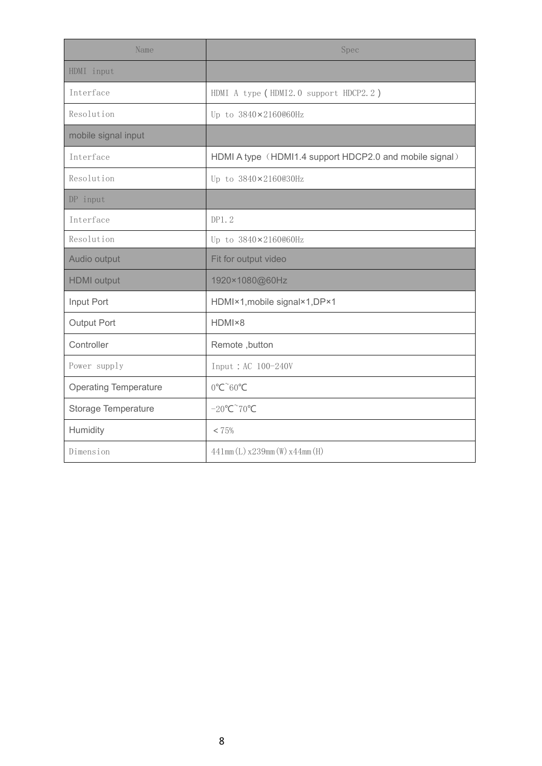| Name | Spec |
|---|---|
| HDMI input | |
| Interface | HDMI A type（HDMI2.0 support HDCP2.2） |
| Resolution | Up to 3840×2160@60Hz |
| mobile signal input | |
| Interface | HDMI A type（HDMI1.4 support HDCP2.0 and mobile signal） |
| Resolution | Up to 3840×2160@30Hz |
| DP input | |
| Interface | DP1.2 |
| Resolution | Up to 3840×2160@60Hz |
| Audio output | Fit for output video |
| HDMI output | 1920×1080@60Hz |
| Input Port | HDMI×1,mobile signal×1,DP×1 |
| Output Port | HDMI×8 |
| Controller | Remote ,button |
| Power supply | Input：AC 100-240V |
| Operating Temperature | 0℃~60℃ |
| Storage Temperature | -20℃~70℃ |
| Humidity | ＜75% |
| Dimension | 441mm(L)x239mm(W)x44mm(H) |